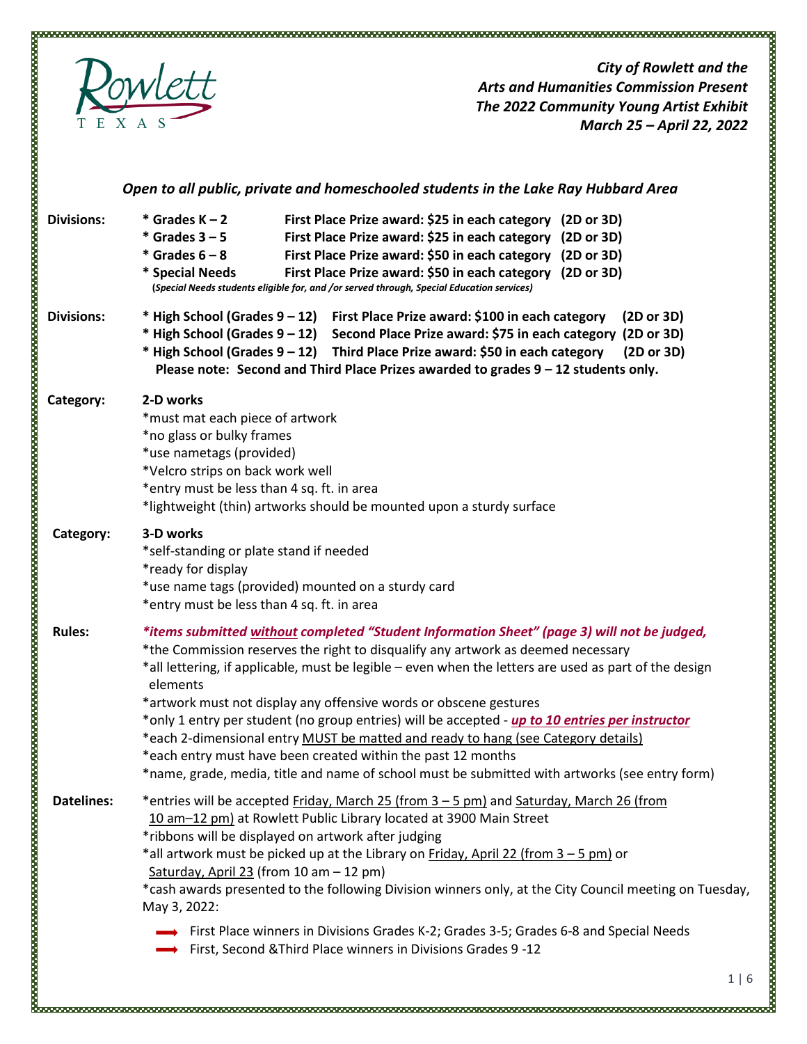Rowlett TEXAS

***City of Rowlett and the Arts and Humanities Commission Present The 2022 Community Young Artist Exhibit March 25 – April 22, 2022***

***Open to all public, private and homeschooled students in the Lake Ray Hubbard Area***

**Divisions:**

- **Grades K – 2** — **First Place Prize award: $25 in each category (2D or 3D)**
- **Grades 3 – 5** — **First Place Prize award: $25 in each category (2D or 3D)**
- **Grades 6 – 8** — **First Place Prize award: $50 in each category (2D or 3D)**
- **Special Needs** — **First Place Prize award: $50 in each category (2D or 3D)**

**(*Special Needs students eligible for, and /or served through, Special Education services*)**

**Divisions:**

- **High School (Grades 9 – 12)** — **First Place Prize award: $100 in each category (2D or 3D)**
- **High School (Grades 9 – 12)** — **Second Place Prize award: $75 in each category (2D or 3D)**
- **High School (Grades 9 – 12)** — **Third Place Prize award: $50 in each category (2D or 3D)**

**Please note: Second and Third Place Prizes awarded to grades 9 – 12 students only.**

**Category:** **2-D works**

*must mat each piece of artwork
*no glass or bulky frames
*use nametags (provided)
*Velcro strips on back work well
*entry must be less than 4 sq. ft. in area
*lightweight (thin) artworks should be mounted upon a sturdy surface

**Category:** **3-D works**

*self-standing or plate stand if needed
*ready for display
*use name tags (provided) mounted on a sturdy card
*entry must be less than 4 sq. ft. in area

**Rules:**

***items submitted <u>without</u> completed "Student Information Sheet" (page 3) will not be judged,***
*the Commission reserves the right to disqualify any artwork as deemed necessary
*all lettering, if applicable, must be legible – even when the letters are used as part of the design elements
*artwork must not display any offensive words or obscene gestures
*only 1 entry per student (no group entries) will be accepted - ***<u>up to 10 entries per instructor</u>***
*each 2-dimensional entry <u>MUST be matted and ready to hang (see Category details)</u>
*each entry must have been created within the past 12 months
*name, grade, media, title and name of school must be submitted with artworks (see entry form)

**Datelines:**

*entries will be accepted <u>Friday, March 25 (from 3 – 5 pm)</u> and <u>Saturday, March 26 (from 10 am–12 pm)</u> at Rowlett Public Library located at 3900 Main Street
*ribbons will be displayed on artwork after judging
*all artwork must be picked up at the Library on <u>Friday, April 22 (from 3 – 5 pm)</u> or <u>Saturday, April 23</u> (from 10 am – 12 pm)
*cash awards presented to the following Division winners only, at the City Council meeting on Tuesday, May 3, 2022:

- First Place winners in Divisions Grades K-2; Grades 3-5; Grades 6-8 and Special Needs
- First, Second &Third Place winners in Divisions Grades 9 -12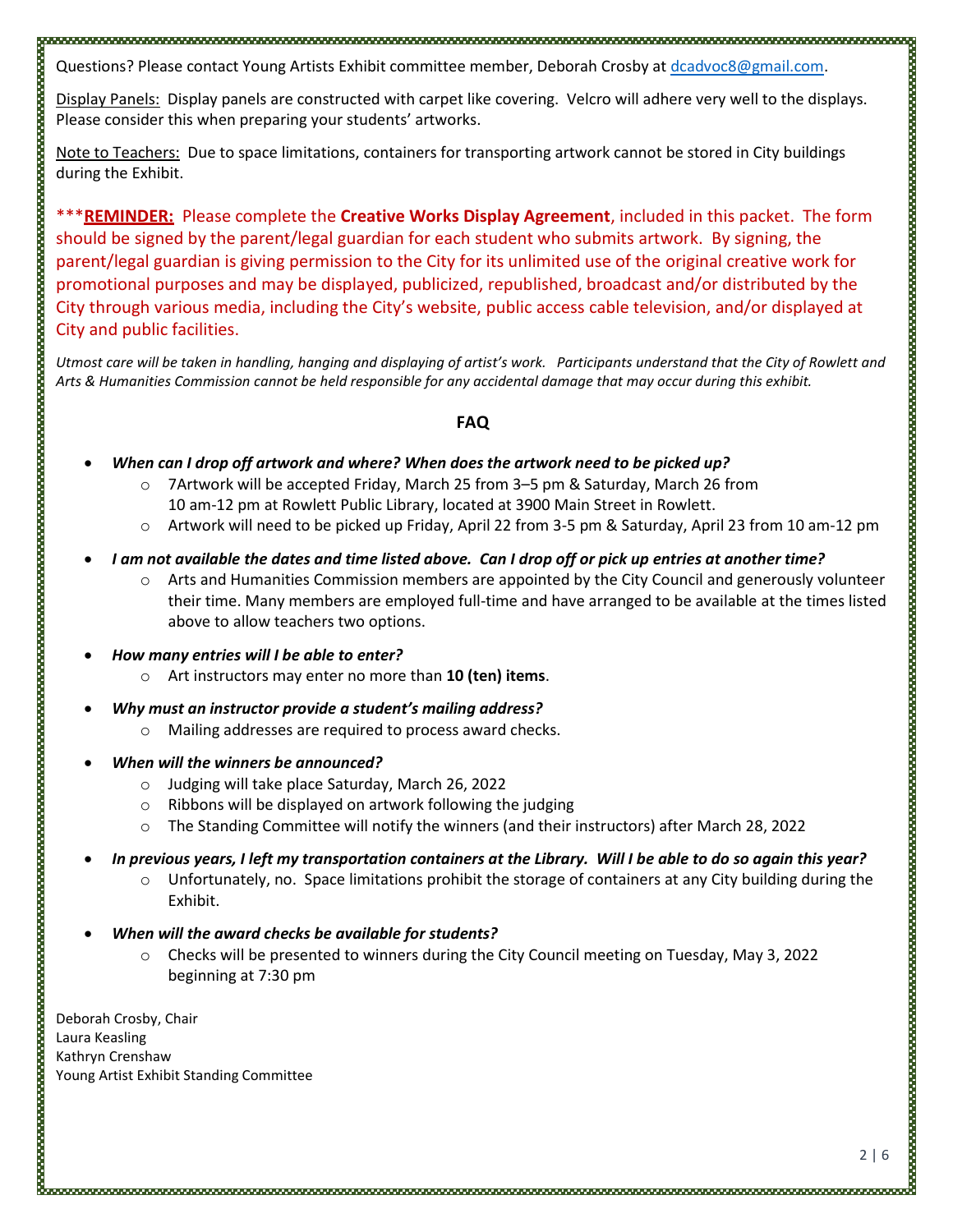Questions? Please contact Young Artists Exhibit committee member, Deborah Crosby at dcadvoc8@gmail.com.

Display Panels: Display panels are constructed with carpet like covering. Velcro will adhere very well to the displays. Please consider this when preparing your students' artworks.

Note to Teachers: Due to space limitations, containers for transporting artwork cannot be stored in City buildings during the Exhibit.

***<u>**REMINDER:**</u> Please complete the **Creative Works Display Agreement**, included in this packet. The form should be signed by the parent/legal guardian for each student who submits artwork. By signing, the parent/legal guardian is giving permission to the City for its unlimited use of the original creative work for promotional purposes and may be displayed, publicized, republished, broadcast and/or distributed by the City through various media, including the City's website, public access cable television, and/or displayed at City and public facilities.

*Utmost care will be taken in handling, hanging and displaying of artist's work. Participants understand that the City of Rowlett and Arts & Humanities Commission cannot be held responsible for any accidental damage that may occur during this exhibit.*

## FAQ

- ***When can I drop off artwork and where? When does the artwork need to be picked up?***
  - 7Artwork will be accepted Friday, March 25 from 3–5 pm & Saturday, March 26 from 10 am-12 pm at Rowlett Public Library, located at 3900 Main Street in Rowlett.
  - Artwork will need to be picked up Friday, April 22 from 3-5 pm & Saturday, April 23 from 10 am-12 pm
- ***I am not available the dates and time listed above. Can I drop off or pick up entries at another time?***
  - Arts and Humanities Commission members are appointed by the City Council and generously volunteer their time. Many members are employed full-time and have arranged to be available at the times listed above to allow teachers two options.
- ***How many entries will I be able to enter?***
  - Art instructors may enter no more than **10 (ten) items**.
- ***Why must an instructor provide a student's mailing address?***
  - Mailing addresses are required to process award checks.
- ***When will the winners be announced?***
  - Judging will take place Saturday, March 26, 2022
  - Ribbons will be displayed on artwork following the judging
  - The Standing Committee will notify the winners (and their instructors) after March 28, 2022
- ***In previous years, I left my transportation containers at the Library. Will I be able to do so again this year?***
  - Unfortunately, no. Space limitations prohibit the storage of containers at any City building during the Exhibit.
- ***When will the award checks be available for students?***
  - Checks will be presented to winners during the City Council meeting on Tuesday, May 3, 2022 beginning at 7:30 pm

Deborah Crosby, Chair
Laura Keasling
Kathryn Crenshaw
Young Artist Exhibit Standing Committee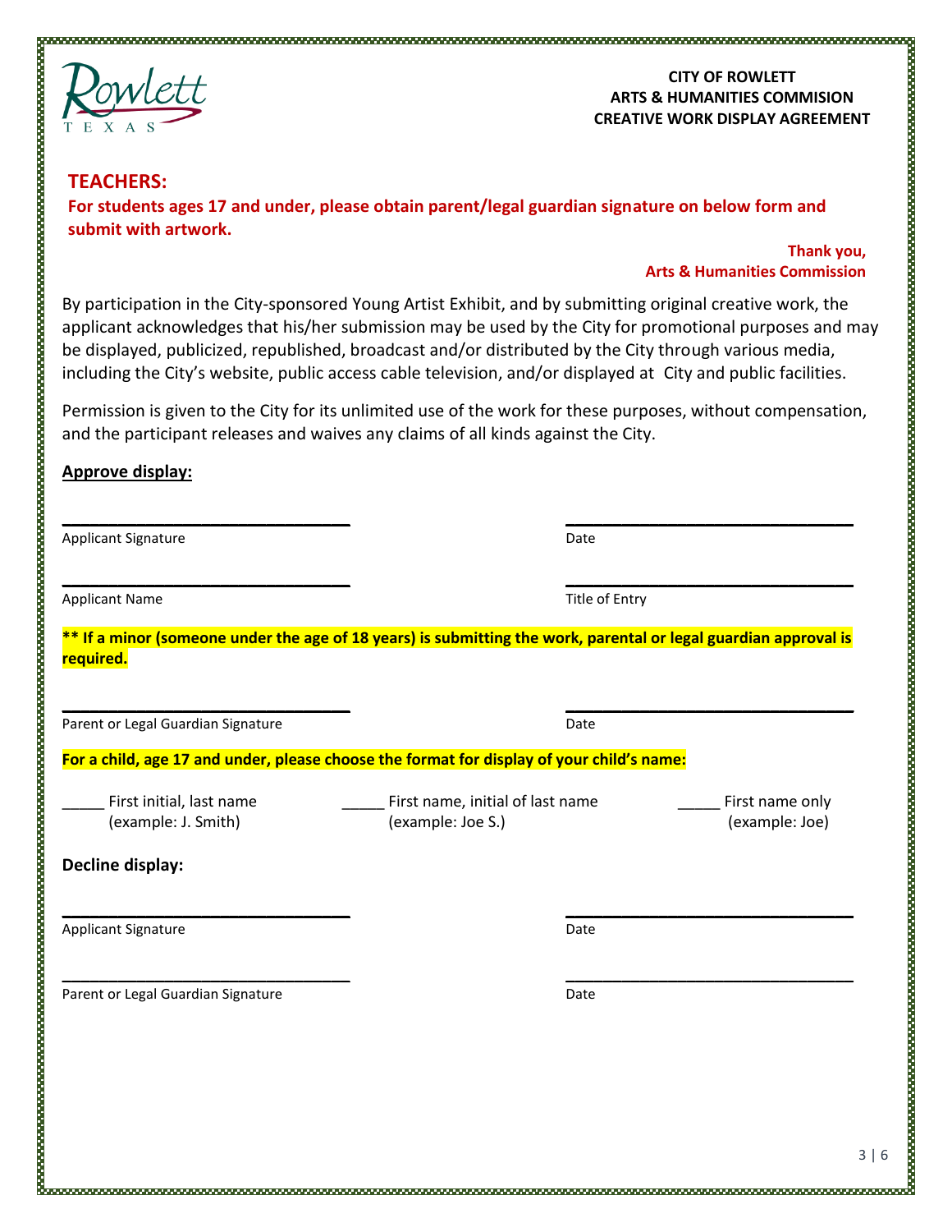**CITY OF ROWLETT**
**ARTS & HUMANITIES COMMISION**
**CREATIVE WORK DISPLAY AGREEMENT**

## TEACHERS:

**For students ages 17 and under, please obtain parent/legal guardian signature on below form and submit with artwork.**

**Thank you,**
**Arts & Humanities Commission**

By participation in the City-sponsored Young Artist Exhibit, and by submitting original creative work, the applicant acknowledges that his/her submission may be used by the City for promotional purposes and may be displayed, publicized, republished, broadcast and/or distributed by the City through various media, including the City's website, public access cable television, and/or displayed at City and public facilities.

Permission is given to the City for its unlimited use of the work for these purposes, without compensation, and the participant releases and waives any claims of all kinds against the City.

**Approve display:**

______________________________ ______________________________
Applicant Signature Date

______________________________ ______________________________
Applicant Name Title of Entry

**** If a minor (someone under the age of 18 years) is submitting the work, parental or legal guardian approval is required.**

______________________________ ______________________________
Parent or Legal Guardian Signature Date

**For a child, age 17 and under, please choose the format for display of your child's name:**

_____ First initial, last name (example: J. Smith)

_____ First name, initial of last name (example: Joe S.)

_____ First name only (example: Joe)

**Decline display:**

______________________________ ______________________________
Applicant Signature Date

______________________________ ______________________________
Parent or Legal Guardian Signature Date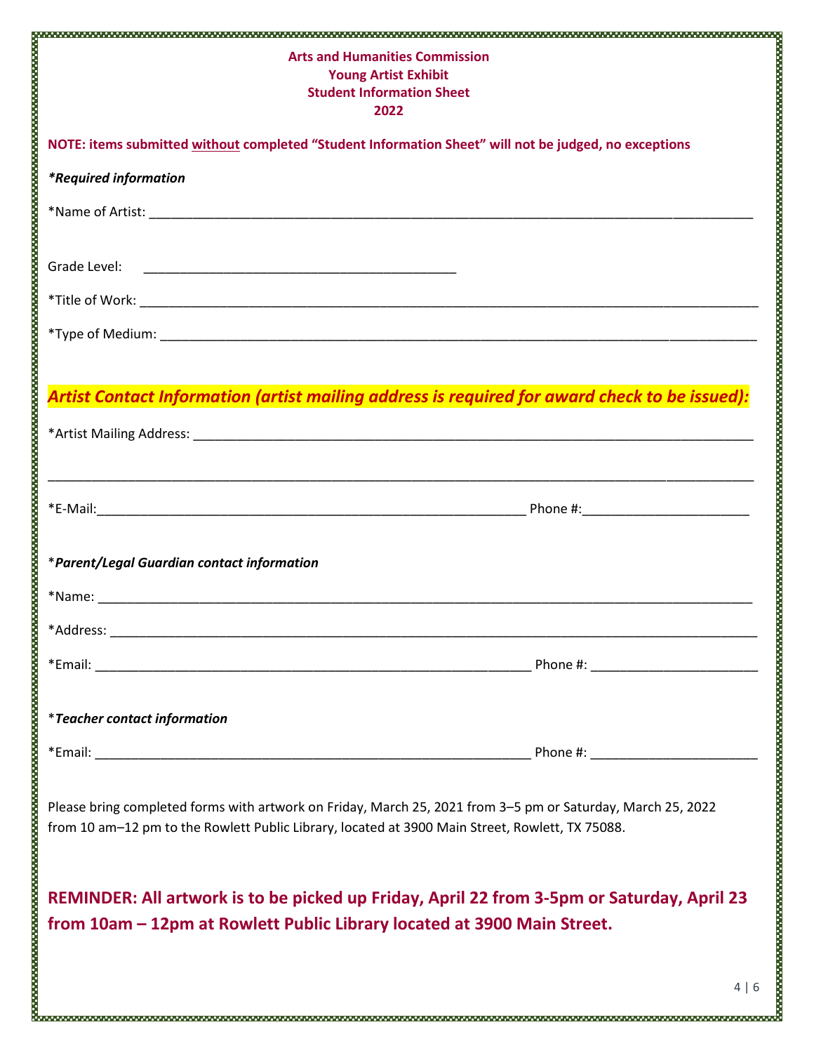**Arts and Humanities Commission**
**Young Artist Exhibit**
**Student Information Sheet**
**2022**

**NOTE: items submitted without completed "Student Information Sheet" will not be judged, no exceptions**

***Required information**

*Name of Artist: ______________________________________________

Grade Level: ______________________________

*Title of Work: ______________________________________________

*Type of Medium: ______________________________________________

***Artist Contact Information (artist mailing address is required for award check to be issued):***

*Artist Mailing Address: ______________________________________________

______________________________________________

*E-Mail: ______________________________ Phone #: ____________________

*Parent/Legal Guardian contact information*

*Name: ______________________________________________

*Address: ______________________________________________

*Email: ______________________________ Phone #: ____________________

*Teacher contact information*

*Email: ______________________________ Phone #: ____________________

Please bring completed forms with artwork on Friday, March 25, 2021 from 3–5 pm or Saturday, March 25, 2022 from 10 am–12 pm to the Rowlett Public Library, located at 3900 Main Street, Rowlett, TX 75088.

**REMINDER: All artwork is to be picked up Friday, April 22 from 3-5pm or Saturday, April 23 from 10am – 12pm at Rowlett Public Library located at 3900 Main Street.**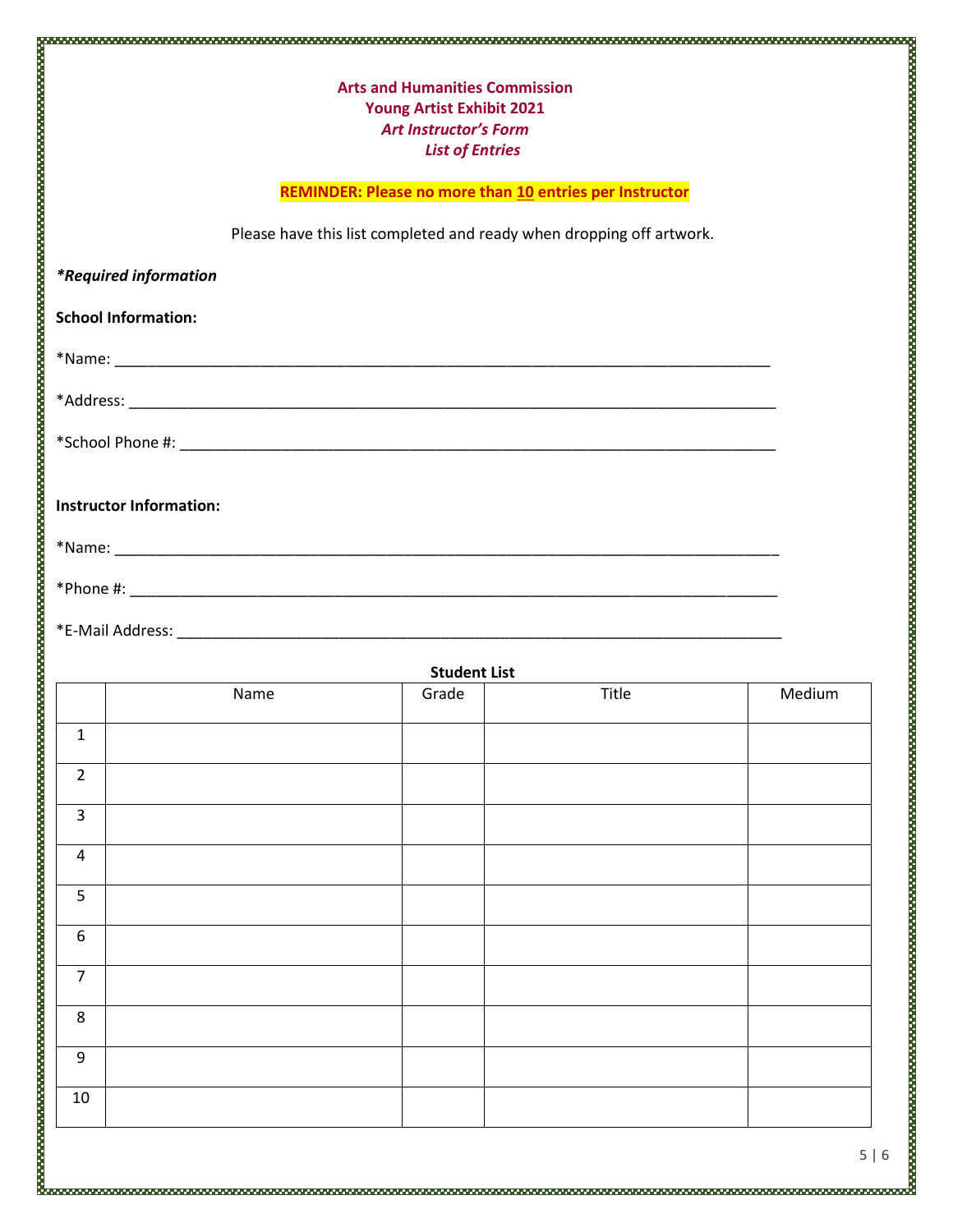**Arts and Humanities Commission**
**Young Artist Exhibit 2021**
***Art Instructor's Form***
***List of Entries***

**REMINDER: Please no more than <u>10</u> entries per Instructor**

Please have this list completed and ready when dropping off artwork.

***\*Required information***

**School Information:**

*Name: ___________________________________________________________________________

*Address: _________________________________________________________________________

*School Phone #: ____________________________________________________________________

**Instructor Information:**

*Name: ___________________________________________________________________________

*Phone #: _________________________________________________________________________

*E-Mail Address: ____________________________________________________________________

**Student List**

| | Name | Grade | Title | Medium |
|---|---|---|---|---|
| 1 | | | | |
| 2 | | | | |
| 3 | | | | |
| 4 | | | | |
| 5 | | | | |
| 6 | | | | |
| 7 | | | | |
| 8 | | | | |
| 9 | | | | |
| 10 | | | | |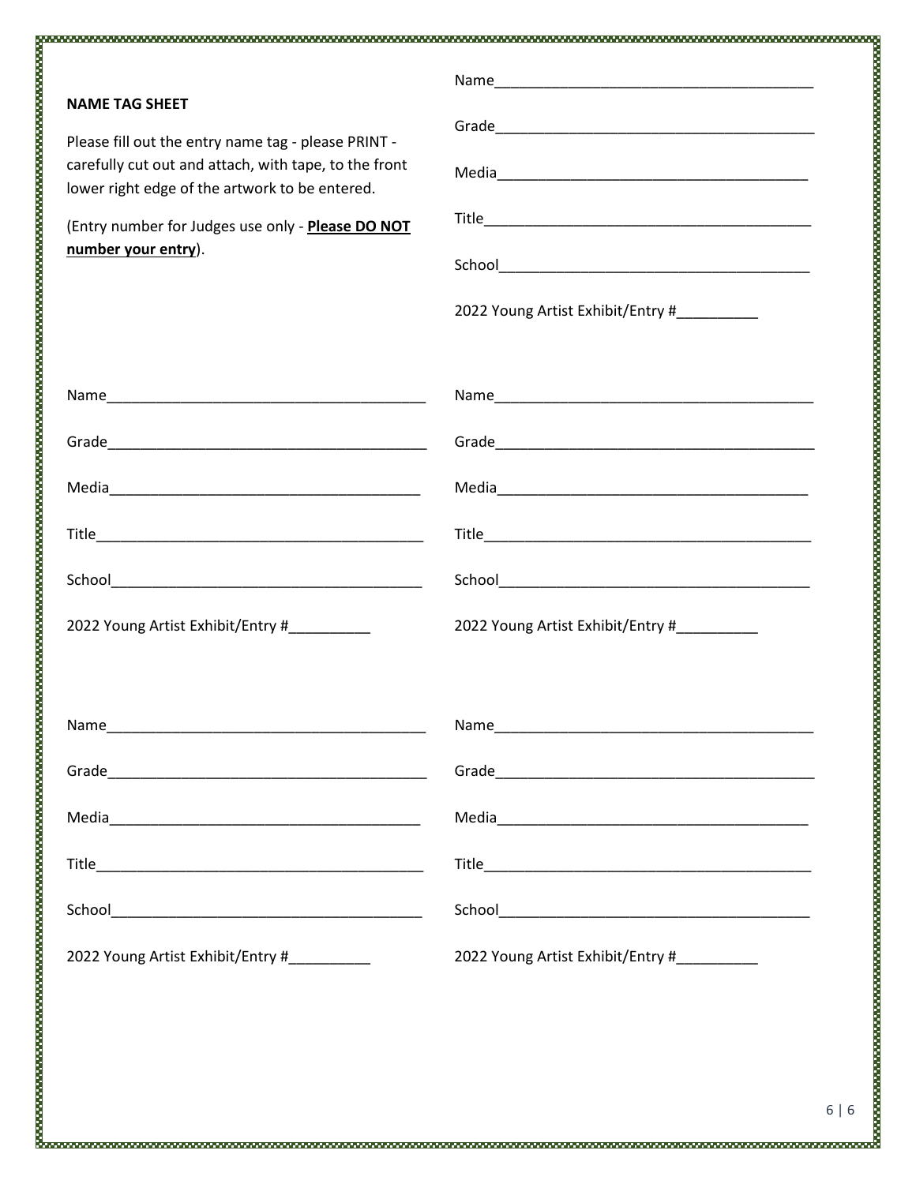**NAME TAG SHEET**

Please fill out the entry name tag - please PRINT - carefully cut out and attach, with tape, to the front lower right edge of the artwork to be entered.

(Entry number for Judges use only - **Please DO NOT number your entry**).

Name_______________________________________

Grade_______________________________________

Media______________________________________

Title________________________________________

School______________________________________

2022 Young Artist Exhibit/Entry #__________

Name_______________________________________

Grade_______________________________________

Media______________________________________

Title________________________________________

School______________________________________

2022 Young Artist Exhibit/Entry #__________

Name_______________________________________

Grade_______________________________________

Media______________________________________

Title________________________________________

School______________________________________

2022 Young Artist Exhibit/Entry #__________

Name_______________________________________

Grade_______________________________________

Media______________________________________

Title________________________________________

School______________________________________

2022 Young Artist Exhibit/Entry #__________

Name_______________________________________

Grade_______________________________________

Media______________________________________

Title________________________________________

School______________________________________

2022 Young Artist Exhibit/Entry #__________